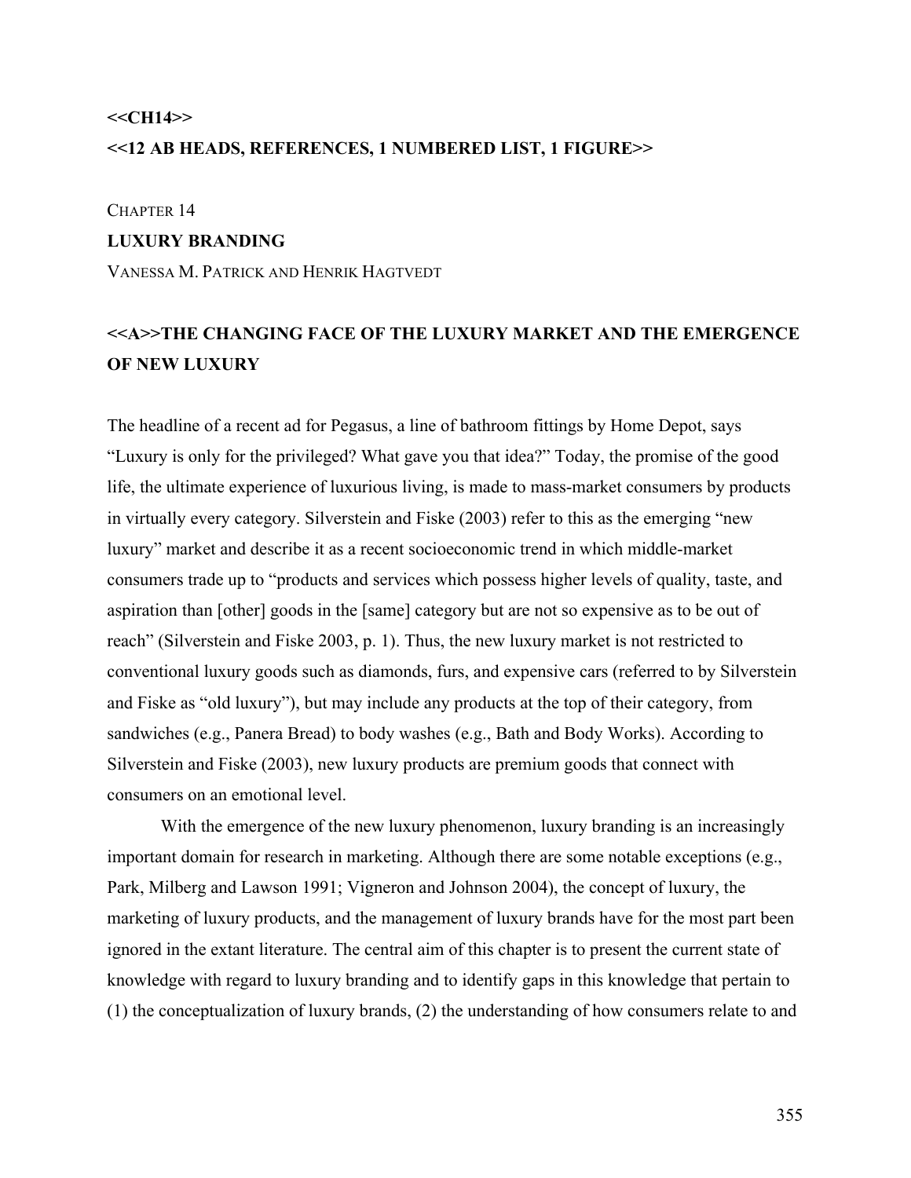<<CH14>>

<<12 AB HEADS, REFERENCES, 1 NUMBERED LIST, 1 FIGURE>>

CHAPTER 14

# LUXURY BRANDING

VANESSA M. PATRICK AND HENRIK HAGTVEDT

## <<A>>THE CHANGING FACE OF THE LUXURY MARKET AND THE EMERGENCE OF NEW LUXURY

The headline of a recent ad for Pegasus, a line of bathroom fittings by Home Depot, says "Luxury is only for the privileged? What gave you that idea?" Today, the promise of the good life, the ultimate experience of luxurious living, is made to mass-market consumers by products in virtually every category. Silverstein and Fiske (2003) refer to this as the emerging "new luxury" market and describe it as a recent socioeconomic trend in which middle-market consumers trade up to "products and services which possess higher levels of quality, taste, and aspiration than [other] goods in the [same] category but are not so expensive as to be out of reach" (Silverstein and Fiske 2003, p. 1). Thus, the new luxury market is not restricted to conventional luxury goods such as diamonds, furs, and expensive cars (referred to by Silverstein and Fiske as "old luxury"), but may include any products at the top of their category, from sandwiches (e.g., Panera Bread) to body washes (e.g., Bath and Body Works). According to Silverstein and Fiske (2003), new luxury products are premium goods that connect with consumers on an emotional level.

With the emergence of the new luxury phenomenon, luxury branding is an increasingly important domain for research in marketing. Although there are some notable exceptions (e.g., Park, Milberg and Lawson 1991; Vigneron and Johnson 2004), the concept of luxury, the marketing of luxury products, and the management of luxury brands have for the most part been ignored in the extant literature. The central aim of this chapter is to present the current state of knowledge with regard to luxury branding and to identify gaps in this knowledge that pertain to (1) the conceptualization of luxury brands, (2) the understanding of how consumers relate to and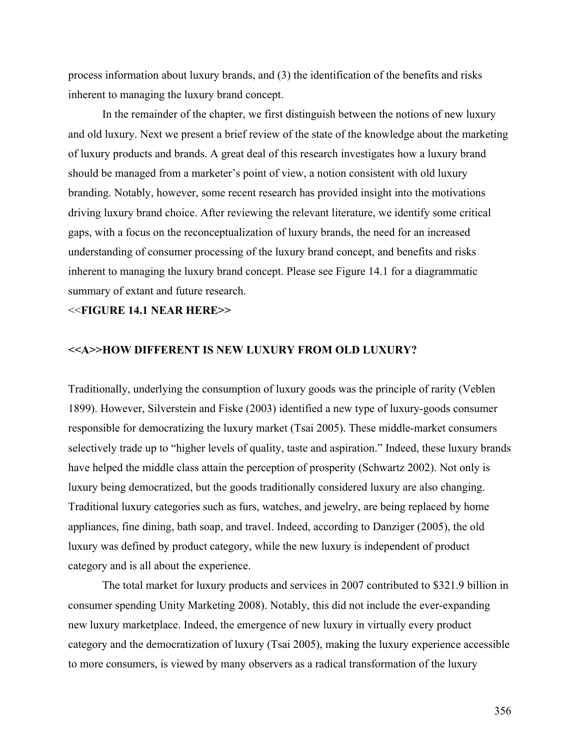process information about luxury brands, and (3) the identification of the benefits and risks inherent to managing the luxury brand concept.

In the remainder of the chapter, we first distinguish between the notions of new luxury and old luxury. Next we present a brief review of the state of the knowledge about the marketing of luxury products and brands. A great deal of this research investigates how a luxury brand should be managed from a marketer's point of view, a notion consistent with old luxury branding. Notably, however, some recent research has provided insight into the motivations driving luxury brand choice. After reviewing the relevant literature, we identify some critical gaps, with a focus on the reconceptualization of luxury brands, the need for an increased understanding of consumer processing of the luxury brand concept, and benefits and risks inherent to managing the luxury brand concept. Please see Figure 14.1 for a diagrammatic summary of extant and future research.

<<**FIGURE 14.1 NEAR HERE>>**

## <<A>>HOW DIFFERENT IS NEW LUXURY FROM OLD LUXURY?

Traditionally, underlying the consumption of luxury goods was the principle of rarity (Veblen 1899). However, Silverstein and Fiske (2003) identified a new type of luxury-goods consumer responsible for democratizing the luxury market (Tsai 2005). These middle-market consumers selectively trade up to "higher levels of quality, taste and aspiration." Indeed, these luxury brands have helped the middle class attain the perception of prosperity (Schwartz 2002). Not only is luxury being democratized, but the goods traditionally considered luxury are also changing. Traditional luxury categories such as furs, watches, and jewelry, are being replaced by home appliances, fine dining, bath soap, and travel. Indeed, according to Danziger (2005), the old luxury was defined by product category, while the new luxury is independent of product category and is all about the experience.

The total market for luxury products and services in 2007 contributed to $321.9 billion in consumer spending Unity Marketing 2008). Notably, this did not include the ever-expanding new luxury marketplace. Indeed, the emergence of new luxury in virtually every product category and the democratization of luxury (Tsai 2005), making the luxury experience accessible to more consumers, is viewed by many observers as a radical transformation of the luxury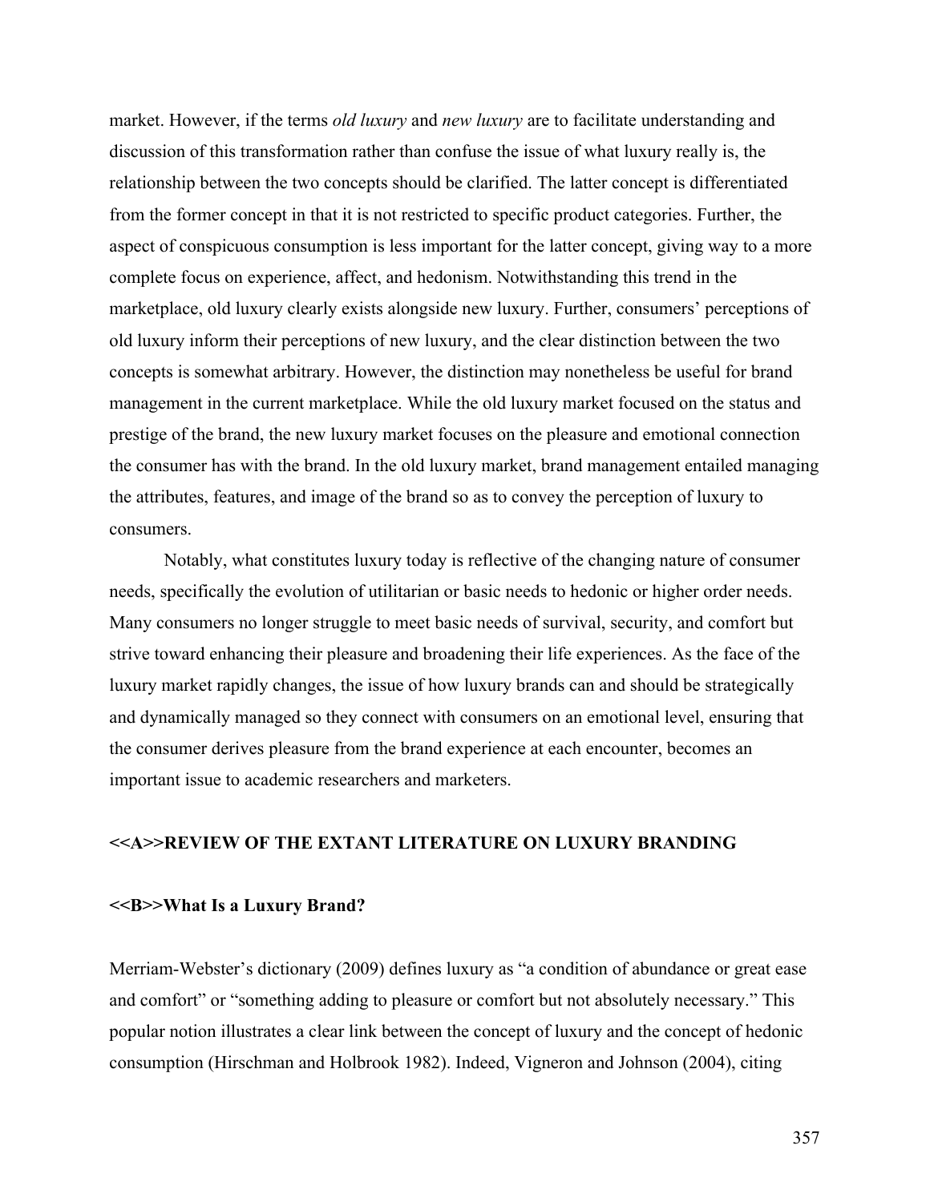market. However, if the terms *old luxury* and *new luxury* are to facilitate understanding and discussion of this transformation rather than confuse the issue of what luxury really is, the relationship between the two concepts should be clarified. The latter concept is differentiated from the former concept in that it is not restricted to specific product categories. Further, the aspect of conspicuous consumption is less important for the latter concept, giving way to a more complete focus on experience, affect, and hedonism. Notwithstanding this trend in the marketplace, old luxury clearly exists alongside new luxury. Further, consumers' perceptions of old luxury inform their perceptions of new luxury, and the clear distinction between the two concepts is somewhat arbitrary. However, the distinction may nonetheless be useful for brand management in the current marketplace. While the old luxury market focused on the status and prestige of the brand, the new luxury market focuses on the pleasure and emotional connection the consumer has with the brand. In the old luxury market, brand management entailed managing the attributes, features, and image of the brand so as to convey the perception of luxury to consumers.

Notably, what constitutes luxury today is reflective of the changing nature of consumer needs, specifically the evolution of utilitarian or basic needs to hedonic or higher order needs. Many consumers no longer struggle to meet basic needs of survival, security, and comfort but strive toward enhancing their pleasure and broadening their life experiences. As the face of the luxury market rapidly changes, the issue of how luxury brands can and should be strategically and dynamically managed so they connect with consumers on an emotional level, ensuring that the consumer derives pleasure from the brand experience at each encounter, becomes an important issue to academic researchers and marketers.

## <<A>>REVIEW OF THE EXTANT LITERATURE ON LUXURY BRANDING

### <<B>>What Is a Luxury Brand?

Merriam-Webster's dictionary (2009) defines luxury as "a condition of abundance or great ease and comfort" or "something adding to pleasure or comfort but not absolutely necessary." This popular notion illustrates a clear link between the concept of luxury and the concept of hedonic consumption (Hirschman and Holbrook 1982). Indeed, Vigneron and Johnson (2004), citing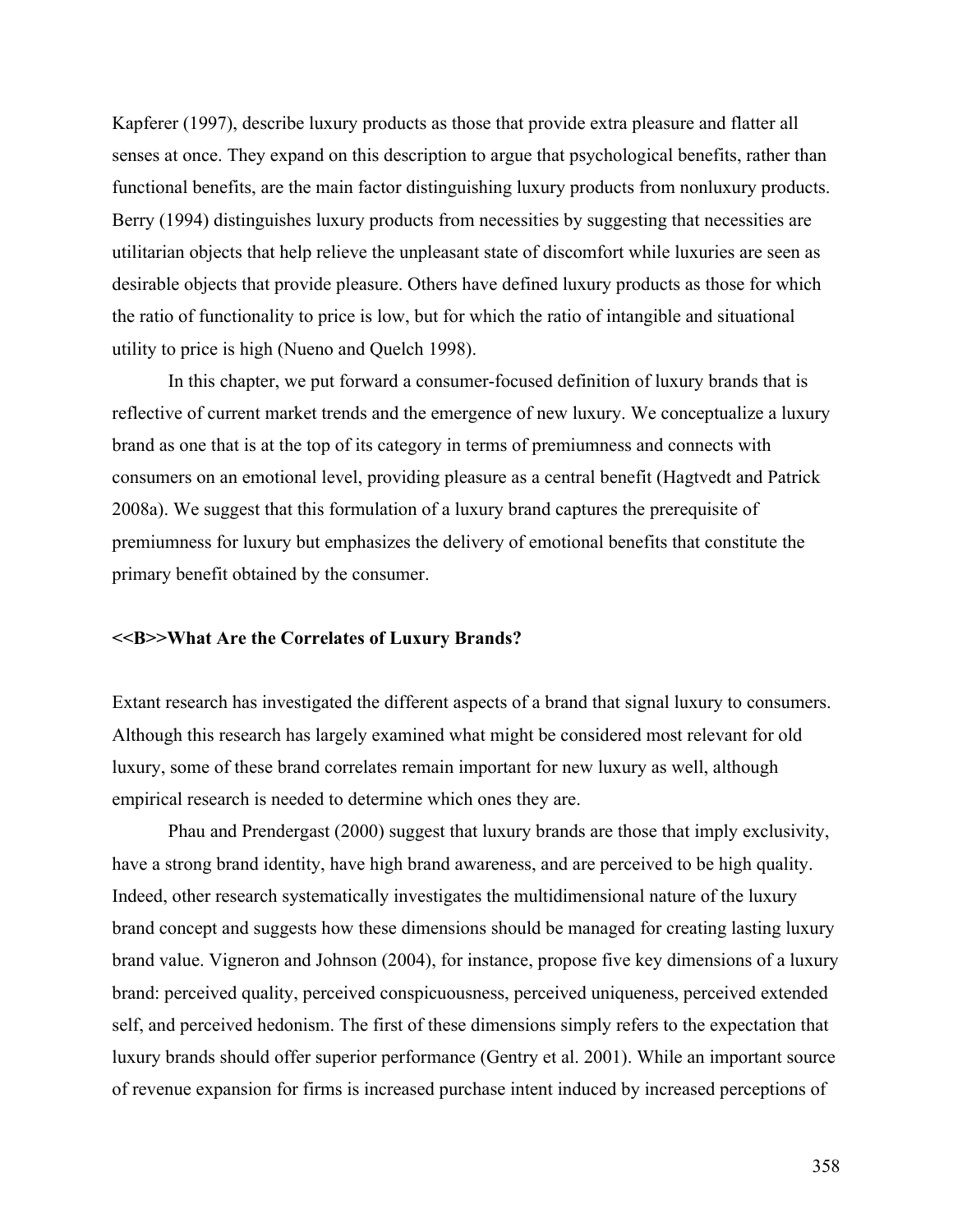Kapferer (1997), describe luxury products as those that provide extra pleasure and flatter all senses at once. They expand on this description to argue that psychological benefits, rather than functional benefits, are the main factor distinguishing luxury products from nonluxury products. Berry (1994) distinguishes luxury products from necessities by suggesting that necessities are utilitarian objects that help relieve the unpleasant state of discomfort while luxuries are seen as desirable objects that provide pleasure. Others have defined luxury products as those for which the ratio of functionality to price is low, but for which the ratio of intangible and situational utility to price is high (Nueno and Quelch 1998).

In this chapter, we put forward a consumer-focused definition of luxury brands that is reflective of current market trends and the emergence of new luxury. We conceptualize a luxury brand as one that is at the top of its category in terms of premiumness and connects with consumers on an emotional level, providing pleasure as a central benefit (Hagtvedt and Patrick 2008a). We suggest that this formulation of a luxury brand captures the prerequisite of premiumness for luxury but emphasizes the delivery of emotional benefits that constitute the primary benefit obtained by the consumer.

## <<B>>What Are the Correlates of Luxury Brands?

Extant research has investigated the different aspects of a brand that signal luxury to consumers. Although this research has largely examined what might be considered most relevant for old luxury, some of these brand correlates remain important for new luxury as well, although empirical research is needed to determine which ones they are.

Phau and Prendergast (2000) suggest that luxury brands are those that imply exclusivity, have a strong brand identity, have high brand awareness, and are perceived to be high quality. Indeed, other research systematically investigates the multidimensional nature of the luxury brand concept and suggests how these dimensions should be managed for creating lasting luxury brand value. Vigneron and Johnson (2004), for instance, propose five key dimensions of a luxury brand: perceived quality, perceived conspicuousness, perceived uniqueness, perceived extended self, and perceived hedonism. The first of these dimensions simply refers to the expectation that luxury brands should offer superior performance (Gentry et al. 2001). While an important source of revenue expansion for firms is increased purchase intent induced by increased perceptions of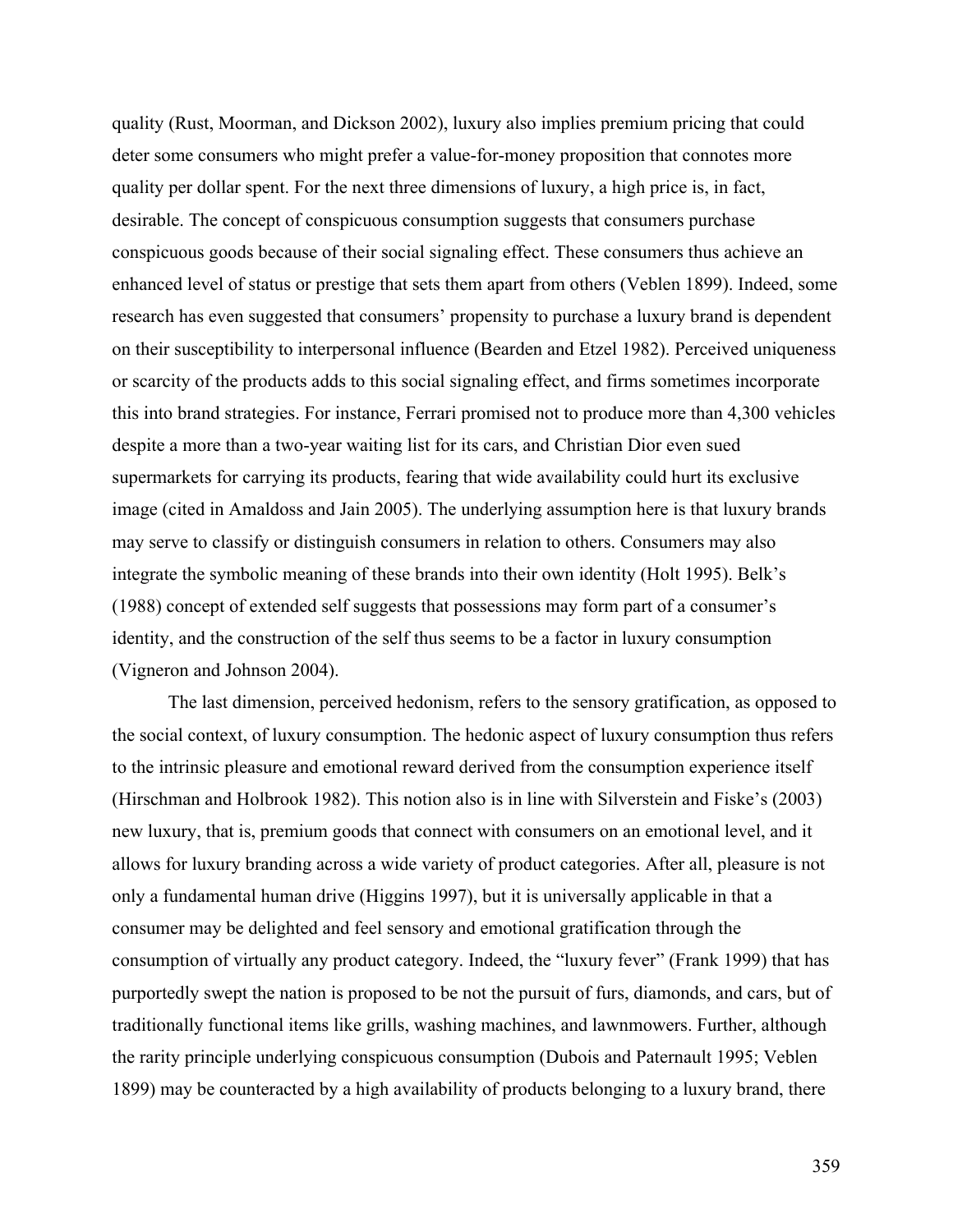quality (Rust, Moorman, and Dickson 2002), luxury also implies premium pricing that could deter some consumers who might prefer a value-for-money proposition that connotes more quality per dollar spent. For the next three dimensions of luxury, a high price is, in fact, desirable. The concept of conspicuous consumption suggests that consumers purchase conspicuous goods because of their social signaling effect. These consumers thus achieve an enhanced level of status or prestige that sets them apart from others (Veblen 1899). Indeed, some research has even suggested that consumers' propensity to purchase a luxury brand is dependent on their susceptibility to interpersonal influence (Bearden and Etzel 1982). Perceived uniqueness or scarcity of the products adds to this social signaling effect, and firms sometimes incorporate this into brand strategies. For instance, Ferrari promised not to produce more than 4,300 vehicles despite a more than a two-year waiting list for its cars, and Christian Dior even sued supermarkets for carrying its products, fearing that wide availability could hurt its exclusive image (cited in Amaldoss and Jain 2005). The underlying assumption here is that luxury brands may serve to classify or distinguish consumers in relation to others. Consumers may also integrate the symbolic meaning of these brands into their own identity (Holt 1995). Belk's (1988) concept of extended self suggests that possessions may form part of a consumer's identity, and the construction of the self thus seems to be a factor in luxury consumption (Vigneron and Johnson 2004).

The last dimension, perceived hedonism, refers to the sensory gratification, as opposed to the social context, of luxury consumption. The hedonic aspect of luxury consumption thus refers to the intrinsic pleasure and emotional reward derived from the consumption experience itself (Hirschman and Holbrook 1982). This notion also is in line with Silverstein and Fiske's (2003) new luxury, that is, premium goods that connect with consumers on an emotional level, and it allows for luxury branding across a wide variety of product categories. After all, pleasure is not only a fundamental human drive (Higgins 1997), but it is universally applicable in that a consumer may be delighted and feel sensory and emotional gratification through the consumption of virtually any product category. Indeed, the "luxury fever" (Frank 1999) that has purportedly swept the nation is proposed to be not the pursuit of furs, diamonds, and cars, but of traditionally functional items like grills, washing machines, and lawnmowers. Further, although the rarity principle underlying conspicuous consumption (Dubois and Paternault 1995; Veblen 1899) may be counteracted by a high availability of products belonging to a luxury brand, there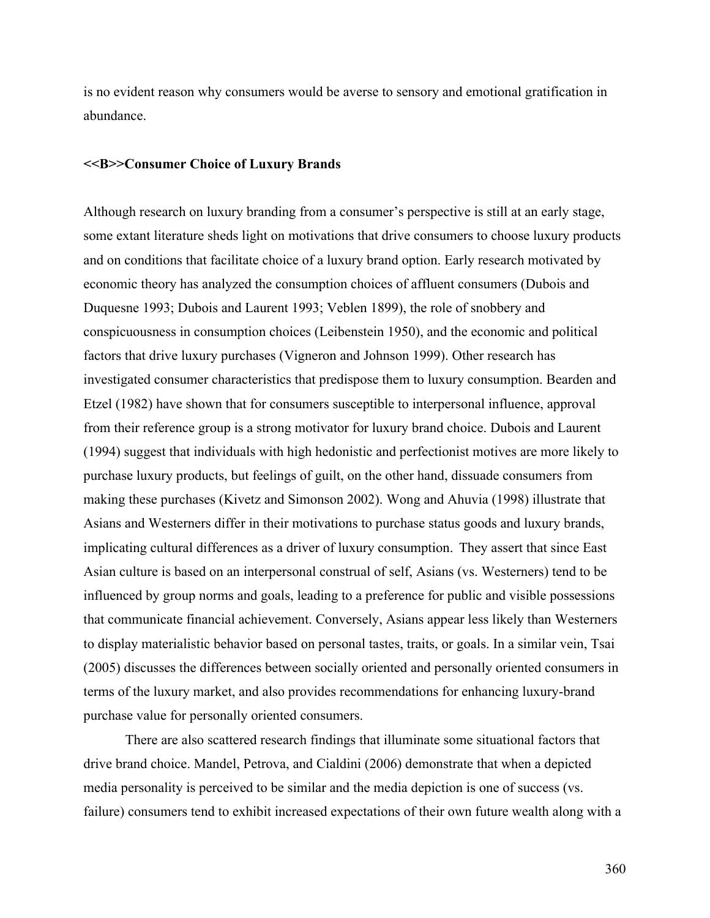is no evident reason why consumers would be averse to sensory and emotional gratification in abundance.

## <<B>>Consumer Choice of Luxury Brands

Although research on luxury branding from a consumer's perspective is still at an early stage, some extant literature sheds light on motivations that drive consumers to choose luxury products and on conditions that facilitate choice of a luxury brand option. Early research motivated by economic theory has analyzed the consumption choices of affluent consumers (Dubois and Duquesne 1993; Dubois and Laurent 1993; Veblen 1899), the role of snobbery and conspicuousness in consumption choices (Leibenstein 1950), and the economic and political factors that drive luxury purchases (Vigneron and Johnson 1999). Other research has investigated consumer characteristics that predispose them to luxury consumption. Bearden and Etzel (1982) have shown that for consumers susceptible to interpersonal influence, approval from their reference group is a strong motivator for luxury brand choice. Dubois and Laurent (1994) suggest that individuals with high hedonistic and perfectionist motives are more likely to purchase luxury products, but feelings of guilt, on the other hand, dissuade consumers from making these purchases (Kivetz and Simonson 2002). Wong and Ahuvia (1998) illustrate that Asians and Westerners differ in their motivations to purchase status goods and luxury brands, implicating cultural differences as a driver of luxury consumption. They assert that since East Asian culture is based on an interpersonal construal of self, Asians (vs. Westerners) tend to be influenced by group norms and goals, leading to a preference for public and visible possessions that communicate financial achievement. Conversely, Asians appear less likely than Westerners to display materialistic behavior based on personal tastes, traits, or goals. In a similar vein, Tsai (2005) discusses the differences between socially oriented and personally oriented consumers in terms of the luxury market, and also provides recommendations for enhancing luxury-brand purchase value for personally oriented consumers.

There are also scattered research findings that illuminate some situational factors that drive brand choice. Mandel, Petrova, and Cialdini (2006) demonstrate that when a depicted media personality is perceived to be similar and the media depiction is one of success (vs. failure) consumers tend to exhibit increased expectations of their own future wealth along with a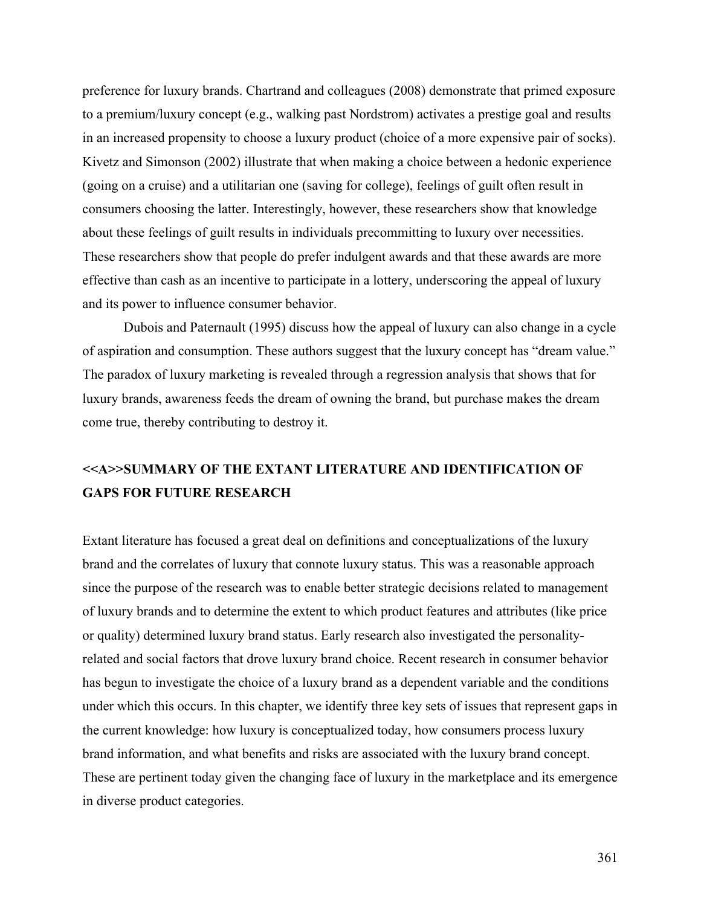preference for luxury brands. Chartrand and colleagues (2008) demonstrate that primed exposure to a premium/luxury concept (e.g., walking past Nordstrom) activates a prestige goal and results in an increased propensity to choose a luxury product (choice of a more expensive pair of socks). Kivetz and Simonson (2002) illustrate that when making a choice between a hedonic experience (going on a cruise) and a utilitarian one (saving for college), feelings of guilt often result in consumers choosing the latter. Interestingly, however, these researchers show that knowledge about these feelings of guilt results in individuals precommitting to luxury over necessities. These researchers show that people do prefer indulgent awards and that these awards are more effective than cash as an incentive to participate in a lottery, underscoring the appeal of luxury and its power to influence consumer behavior.

Dubois and Paternault (1995) discuss how the appeal of luxury can also change in a cycle of aspiration and consumption. These authors suggest that the luxury concept has "dream value." The paradox of luxury marketing is revealed through a regression analysis that shows that for luxury brands, awareness feeds the dream of owning the brand, but purchase makes the dream come true, thereby contributing to destroy it.

## <<A>>SUMMARY OF THE EXTANT LITERATURE AND IDENTIFICATION OF GAPS FOR FUTURE RESEARCH

Extant literature has focused a great deal on definitions and conceptualizations of the luxury brand and the correlates of luxury that connote luxury status. This was a reasonable approach since the purpose of the research was to enable better strategic decisions related to management of luxury brands and to determine the extent to which product features and attributes (like price or quality) determined luxury brand status. Early research also investigated the personality-related and social factors that drove luxury brand choice. Recent research in consumer behavior has begun to investigate the choice of a luxury brand as a dependent variable and the conditions under which this occurs. In this chapter, we identify three key sets of issues that represent gaps in the current knowledge: how luxury is conceptualized today, how consumers process luxury brand information, and what benefits and risks are associated with the luxury brand concept. These are pertinent today given the changing face of luxury in the marketplace and its emergence in diverse product categories.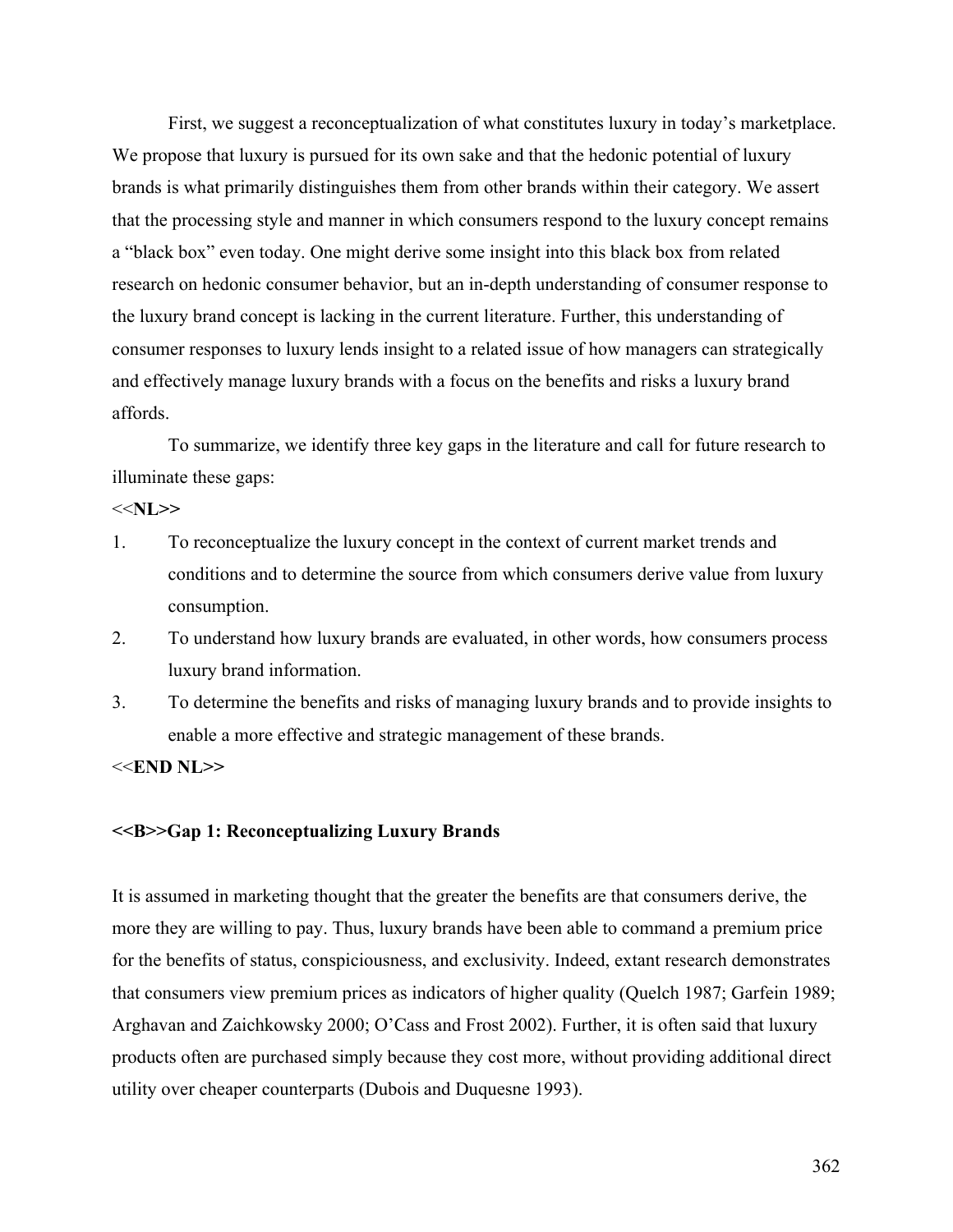First, we suggest a reconceptualization of what constitutes luxury in today's marketplace. We propose that luxury is pursued for its own sake and that the hedonic potential of luxury brands is what primarily distinguishes them from other brands within their category. We assert that the processing style and manner in which consumers respond to the luxury concept remains a "black box" even today. One might derive some insight into this black box from related research on hedonic consumer behavior, but an in-depth understanding of consumer response to the luxury brand concept is lacking in the current literature. Further, this understanding of consumer responses to luxury lends insight to a related issue of how managers can strategically and effectively manage luxury brands with a focus on the benefits and risks a luxury brand affords.

To summarize, we identify three key gaps in the literature and call for future research to illuminate these gaps:

<<**NL>>**

1. To reconceptualize the luxury concept in the context of current market trends and conditions and to determine the source from which consumers derive value from luxury consumption.
2. To understand how luxury brands are evaluated, in other words, how consumers process luxury brand information.
3. To determine the benefits and risks of managing luxury brands and to provide insights to enable a more effective and strategic management of these brands.

<<**END NL>>**

**<<B>>Gap 1: Reconceptualizing Luxury Brands**

It is assumed in marketing thought that the greater the benefits are that consumers derive, the more they are willing to pay. Thus, luxury brands have been able to command a premium price for the benefits of status, conspiciousness, and exclusivity. Indeed, extant research demonstrates that consumers view premium prices as indicators of higher quality (Quelch 1987; Garfein 1989; Arghavan and Zaichkowsky 2000; O'Cass and Frost 2002). Further, it is often said that luxury products often are purchased simply because they cost more, without providing additional direct utility over cheaper counterparts (Dubois and Duquesne 1993).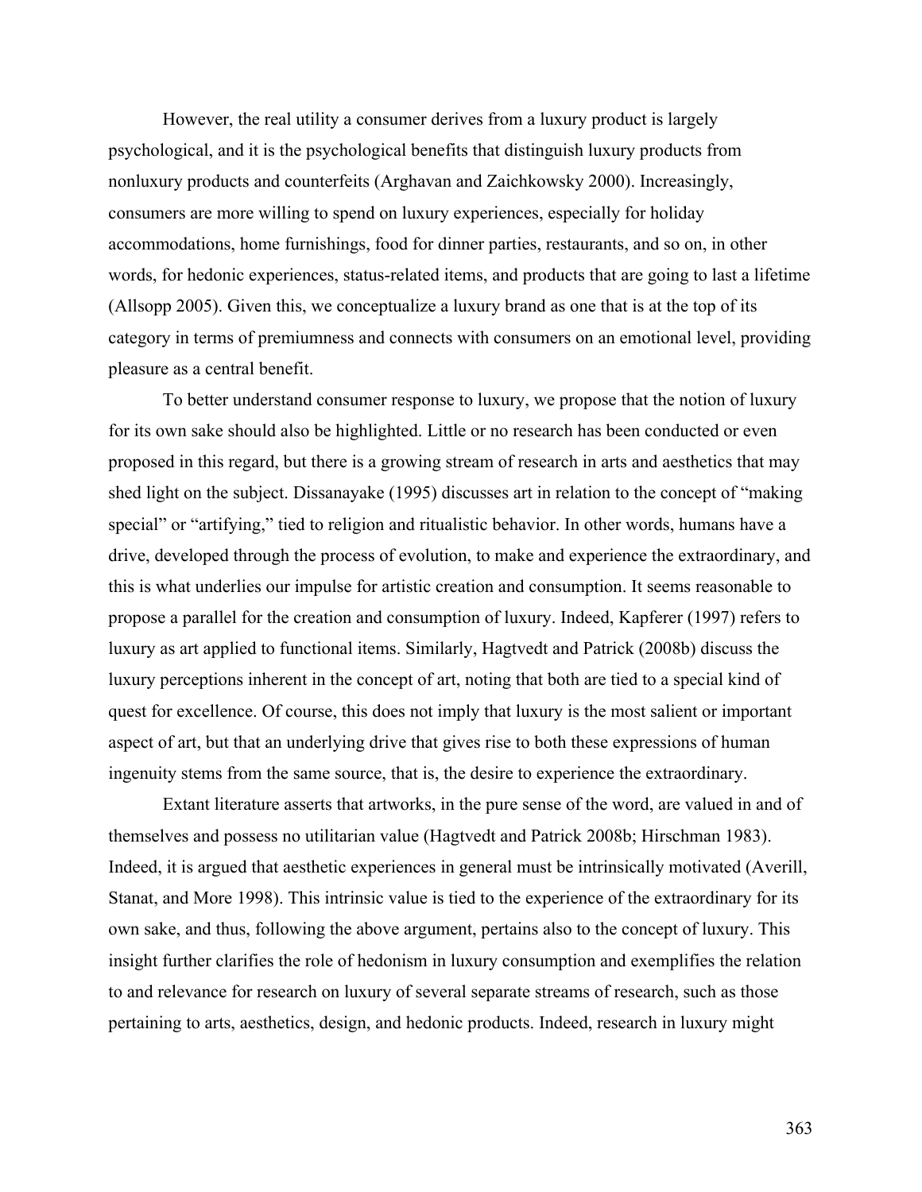However, the real utility a consumer derives from a luxury product is largely psychological, and it is the psychological benefits that distinguish luxury products from nonluxury products and counterfeits (Arghavan and Zaichkowsky 2000). Increasingly, consumers are more willing to spend on luxury experiences, especially for holiday accommodations, home furnishings, food for dinner parties, restaurants, and so on, in other words, for hedonic experiences, status-related items, and products that are going to last a lifetime (Allsopp 2005). Given this, we conceptualize a luxury brand as one that is at the top of its category in terms of premiumness and connects with consumers on an emotional level, providing pleasure as a central benefit.

To better understand consumer response to luxury, we propose that the notion of luxury for its own sake should also be highlighted. Little or no research has been conducted or even proposed in this regard, but there is a growing stream of research in arts and aesthetics that may shed light on the subject. Dissanayake (1995) discusses art in relation to the concept of "making special" or "artifying," tied to religion and ritualistic behavior. In other words, humans have a drive, developed through the process of evolution, to make and experience the extraordinary, and this is what underlies our impulse for artistic creation and consumption. It seems reasonable to propose a parallel for the creation and consumption of luxury. Indeed, Kapferer (1997) refers to luxury as art applied to functional items. Similarly, Hagtvedt and Patrick (2008b) discuss the luxury perceptions inherent in the concept of art, noting that both are tied to a special kind of quest for excellence. Of course, this does not imply that luxury is the most salient or important aspect of art, but that an underlying drive that gives rise to both these expressions of human ingenuity stems from the same source, that is, the desire to experience the extraordinary.

Extant literature asserts that artworks, in the pure sense of the word, are valued in and of themselves and possess no utilitarian value (Hagtvedt and Patrick 2008b; Hirschman 1983). Indeed, it is argued that aesthetic experiences in general must be intrinsically motivated (Averill, Stanat, and More 1998). This intrinsic value is tied to the experience of the extraordinary for its own sake, and thus, following the above argument, pertains also to the concept of luxury. This insight further clarifies the role of hedonism in luxury consumption and exemplifies the relation to and relevance for research on luxury of several separate streams of research, such as those pertaining to arts, aesthetics, design, and hedonic products. Indeed, research in luxury might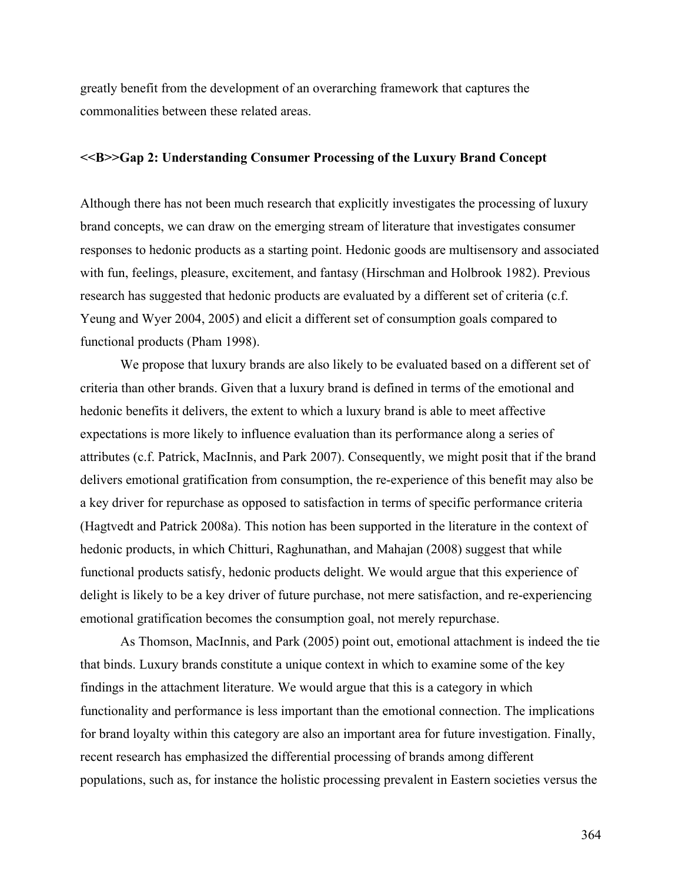greatly benefit from the development of an overarching framework that captures the commonalities between these related areas.

## <<B>>Gap 2: Understanding Consumer Processing of the Luxury Brand Concept

Although there has not been much research that explicitly investigates the processing of luxury brand concepts, we can draw on the emerging stream of literature that investigates consumer responses to hedonic products as a starting point. Hedonic goods are multisensory and associated with fun, feelings, pleasure, excitement, and fantasy (Hirschman and Holbrook 1982). Previous research has suggested that hedonic products are evaluated by a different set of criteria (c.f. Yeung and Wyer 2004, 2005) and elicit a different set of consumption goals compared to functional products (Pham 1998).

We propose that luxury brands are also likely to be evaluated based on a different set of criteria than other brands. Given that a luxury brand is defined in terms of the emotional and hedonic benefits it delivers, the extent to which a luxury brand is able to meet affective expectations is more likely to influence evaluation than its performance along a series of attributes (c.f. Patrick, MacInnis, and Park 2007). Consequently, we might posit that if the brand delivers emotional gratification from consumption, the re-experience of this benefit may also be a key driver for repurchase as opposed to satisfaction in terms of specific performance criteria (Hagtvedt and Patrick 2008a). This notion has been supported in the literature in the context of hedonic products, in which Chitturi, Raghunathan, and Mahajan (2008) suggest that while functional products satisfy, hedonic products delight. We would argue that this experience of delight is likely to be a key driver of future purchase, not mere satisfaction, and re-experiencing emotional gratification becomes the consumption goal, not merely repurchase.

As Thomson, MacInnis, and Park (2005) point out, emotional attachment is indeed the tie that binds. Luxury brands constitute a unique context in which to examine some of the key findings in the attachment literature. We would argue that this is a category in which functionality and performance is less important than the emotional connection. The implications for brand loyalty within this category are also an important area for future investigation. Finally, recent research has emphasized the differential processing of brands among different populations, such as, for instance the holistic processing prevalent in Eastern societies versus the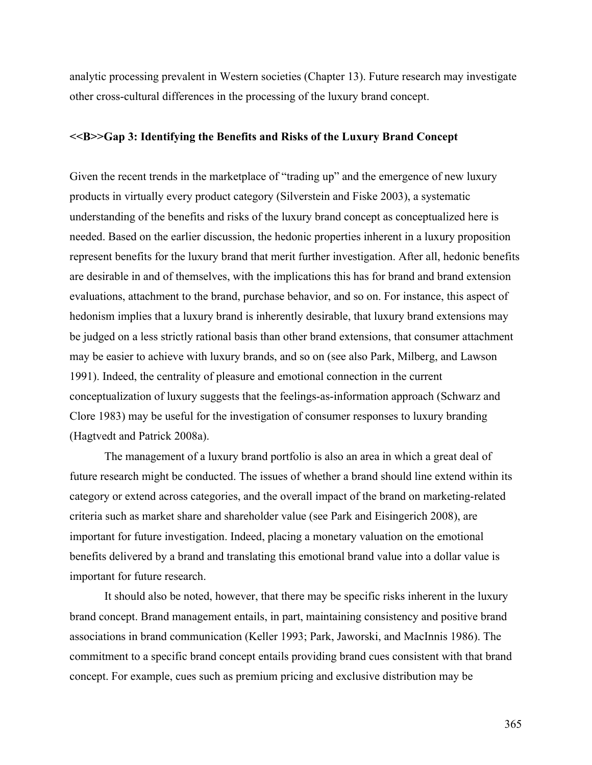analytic processing prevalent in Western societies (Chapter 13). Future research may investigate other cross-cultural differences in the processing of the luxury brand concept.

## <<B>>Gap 3: Identifying the Benefits and Risks of the Luxury Brand Concept

Given the recent trends in the marketplace of "trading up" and the emergence of new luxury products in virtually every product category (Silverstein and Fiske 2003), a systematic understanding of the benefits and risks of the luxury brand concept as conceptualized here is needed. Based on the earlier discussion, the hedonic properties inherent in a luxury proposition represent benefits for the luxury brand that merit further investigation. After all, hedonic benefits are desirable in and of themselves, with the implications this has for brand and brand extension evaluations, attachment to the brand, purchase behavior, and so on. For instance, this aspect of hedonism implies that a luxury brand is inherently desirable, that luxury brand extensions may be judged on a less strictly rational basis than other brand extensions, that consumer attachment may be easier to achieve with luxury brands, and so on (see also Park, Milberg, and Lawson 1991). Indeed, the centrality of pleasure and emotional connection in the current conceptualization of luxury suggests that the feelings-as-information approach (Schwarz and Clore 1983) may be useful for the investigation of consumer responses to luxury branding (Hagtvedt and Patrick 2008a).

The management of a luxury brand portfolio is also an area in which a great deal of future research might be conducted. The issues of whether a brand should line extend within its category or extend across categories, and the overall impact of the brand on marketing-related criteria such as market share and shareholder value (see Park and Eisingerich 2008), are important for future investigation. Indeed, placing a monetary valuation on the emotional benefits delivered by a brand and translating this emotional brand value into a dollar value is important for future research.

It should also be noted, however, that there may be specific risks inherent in the luxury brand concept. Brand management entails, in part, maintaining consistency and positive brand associations in brand communication (Keller 1993; Park, Jaworski, and MacInnis 1986). The commitment to a specific brand concept entails providing brand cues consistent with that brand concept. For example, cues such as premium pricing and exclusive distribution may be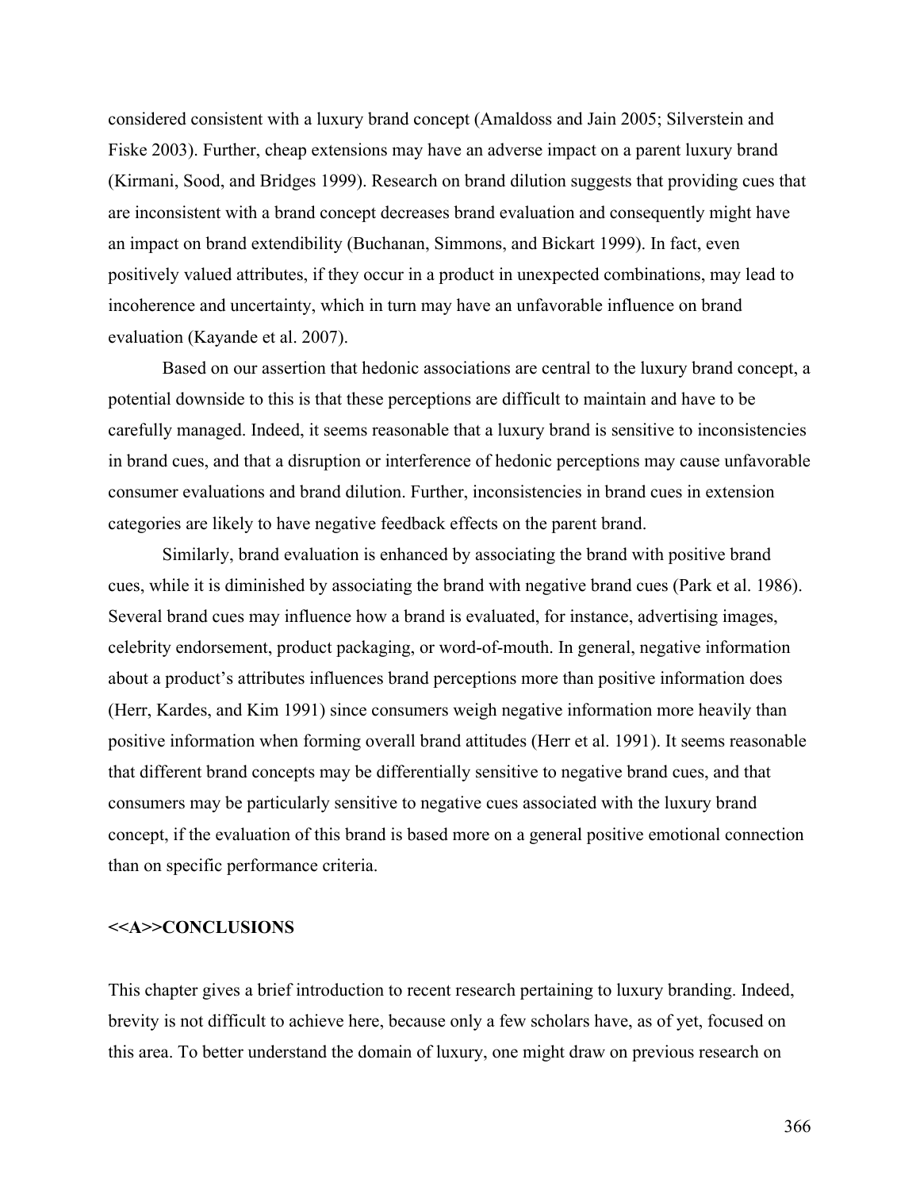considered consistent with a luxury brand concept (Amaldoss and Jain 2005; Silverstein and Fiske 2003). Further, cheap extensions may have an adverse impact on a parent luxury brand (Kirmani, Sood, and Bridges 1999). Research on brand dilution suggests that providing cues that are inconsistent with a brand concept decreases brand evaluation and consequently might have an impact on brand extendibility (Buchanan, Simmons, and Bickart 1999). In fact, even positively valued attributes, if they occur in a product in unexpected combinations, may lead to incoherence and uncertainty, which in turn may have an unfavorable influence on brand evaluation (Kayande et al. 2007).

Based on our assertion that hedonic associations are central to the luxury brand concept, a potential downside to this is that these perceptions are difficult to maintain and have to be carefully managed. Indeed, it seems reasonable that a luxury brand is sensitive to inconsistencies in brand cues, and that a disruption or interference of hedonic perceptions may cause unfavorable consumer evaluations and brand dilution. Further, inconsistencies in brand cues in extension categories are likely to have negative feedback effects on the parent brand.

Similarly, brand evaluation is enhanced by associating the brand with positive brand cues, while it is diminished by associating the brand with negative brand cues (Park et al. 1986). Several brand cues may influence how a brand is evaluated, for instance, advertising images, celebrity endorsement, product packaging, or word-of-mouth. In general, negative information about a product's attributes influences brand perceptions more than positive information does (Herr, Kardes, and Kim 1991) since consumers weigh negative information more heavily than positive information when forming overall brand attitudes (Herr et al. 1991). It seems reasonable that different brand concepts may be differentially sensitive to negative brand cues, and that consumers may be particularly sensitive to negative cues associated with the luxury brand concept, if the evaluation of this brand is based more on a general positive emotional connection than on specific performance criteria.

## <<A>>CONCLUSIONS

This chapter gives a brief introduction to recent research pertaining to luxury branding. Indeed, brevity is not difficult to achieve here, because only a few scholars have, as of yet, focused on this area. To better understand the domain of luxury, one might draw on previous research on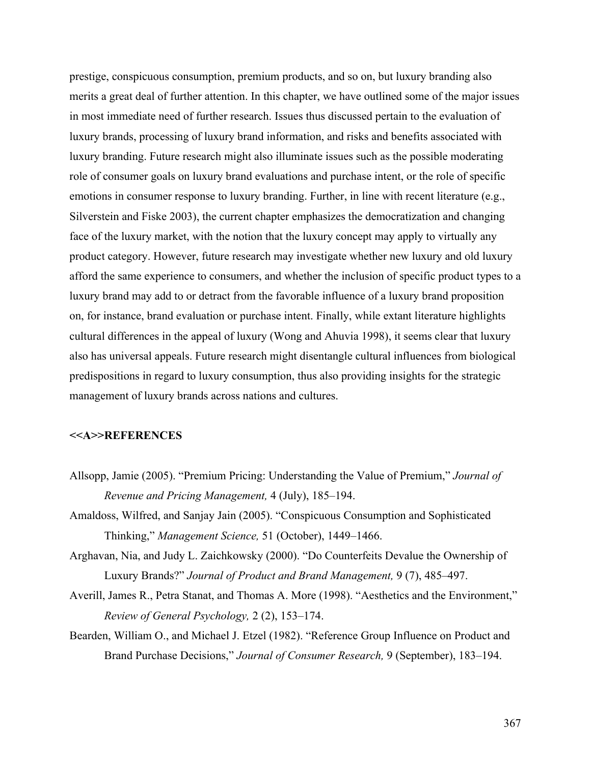prestige, conspicuous consumption, premium products, and so on, but luxury branding also merits a great deal of further attention. In this chapter, we have outlined some of the major issues in most immediate need of further research. Issues thus discussed pertain to the evaluation of luxury brands, processing of luxury brand information, and risks and benefits associated with luxury branding. Future research might also illuminate issues such as the possible moderating role of consumer goals on luxury brand evaluations and purchase intent, or the role of specific emotions in consumer response to luxury branding. Further, in line with recent literature (e.g., Silverstein and Fiske 2003), the current chapter emphasizes the democratization and changing face of the luxury market, with the notion that the luxury concept may apply to virtually any product category. However, future research may investigate whether new luxury and old luxury afford the same experience to consumers, and whether the inclusion of specific product types to a luxury brand may add to or detract from the favorable influence of a luxury brand proposition on, for instance, brand evaluation or purchase intent. Finally, while extant literature highlights cultural differences in the appeal of luxury (Wong and Ahuvia 1998), it seems clear that luxury also has universal appeals. Future research might disentangle cultural influences from biological predispositions in regard to luxury consumption, thus also providing insights for the strategic management of luxury brands across nations and cultures.

## <<A>>REFERENCES

Allsopp, Jamie (2005). "Premium Pricing: Understanding the Value of Premium," *Journal of Revenue and Pricing Management,* 4 (July), 185–194.

Amaldoss, Wilfred, and Sanjay Jain (2005). "Conspicuous Consumption and Sophisticated Thinking," *Management Science,* 51 (October), 1449–1466.

Arghavan, Nia, and Judy L. Zaichkowsky (2000). "Do Counterfeits Devalue the Ownership of Luxury Brands?" *Journal of Product and Brand Management,* 9 (7), 485–497.

Averill, James R., Petra Stanat, and Thomas A. More (1998). "Aesthetics and the Environment," *Review of General Psychology,* 2 (2), 153–174.

Bearden, William O., and Michael J. Etzel (1982). "Reference Group Influence on Product and Brand Purchase Decisions," *Journal of Consumer Research,* 9 (September), 183–194.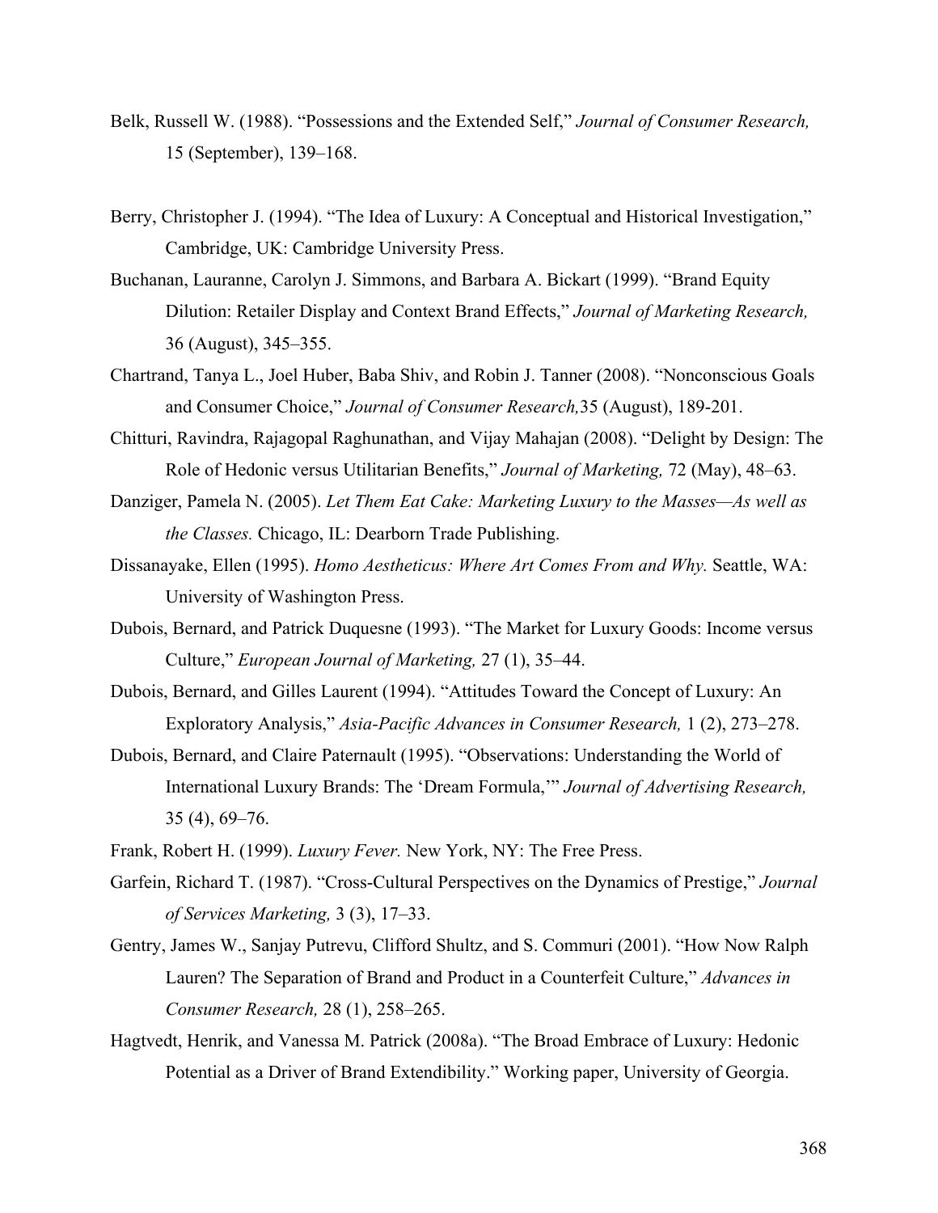Belk, Russell W. (1988). "Possessions and the Extended Self," *Journal of Consumer Research,* 15 (September), 139–168.

Berry, Christopher J. (1994). "The Idea of Luxury: A Conceptual and Historical Investigation," Cambridge, UK: Cambridge University Press.

Buchanan, Lauranne, Carolyn J. Simmons, and Barbara A. Bickart (1999). "Brand Equity Dilution: Retailer Display and Context Brand Effects," *Journal of Marketing Research,* 36 (August), 345–355.

Chartrand, Tanya L., Joel Huber, Baba Shiv, and Robin J. Tanner (2008). "Nonconscious Goals and Consumer Choice," *Journal of Consumer Research,*35 (August), 189-201.

Chitturi, Ravindra, Rajagopal Raghunathan, and Vijay Mahajan (2008). "Delight by Design: The Role of Hedonic versus Utilitarian Benefits," *Journal of Marketing,* 72 (May), 48–63.

Danziger, Pamela N. (2005). *Let Them Eat Cake: Marketing Luxury to the Masses—As well as the Classes.* Chicago, IL: Dearborn Trade Publishing.

Dissanayake, Ellen (1995). *Homo Aestheticus: Where Art Comes From and Why.* Seattle, WA: University of Washington Press.

Dubois, Bernard, and Patrick Duquesne (1993). "The Market for Luxury Goods: Income versus Culture," *European Journal of Marketing,* 27 (1), 35–44.

Dubois, Bernard, and Gilles Laurent (1994). "Attitudes Toward the Concept of Luxury: An Exploratory Analysis," *Asia-Pacific Advances in Consumer Research,* 1 (2), 273–278.

Dubois, Bernard, and Claire Paternault (1995). "Observations: Understanding the World of International Luxury Brands: The 'Dream Formula,'" *Journal of Advertising Research,* 35 (4), 69–76.

Frank, Robert H. (1999). *Luxury Fever.* New York, NY: The Free Press.

Garfein, Richard T. (1987). "Cross-Cultural Perspectives on the Dynamics of Prestige," *Journal of Services Marketing,* 3 (3), 17–33.

Gentry, James W., Sanjay Putrevu, Clifford Shultz, and S. Commuri (2001). "How Now Ralph Lauren? The Separation of Brand and Product in a Counterfeit Culture," *Advances in Consumer Research,* 28 (1), 258–265.

Hagtvedt, Henrik, and Vanessa M. Patrick (2008a). "The Broad Embrace of Luxury: Hedonic Potential as a Driver of Brand Extendibility." Working paper, University of Georgia.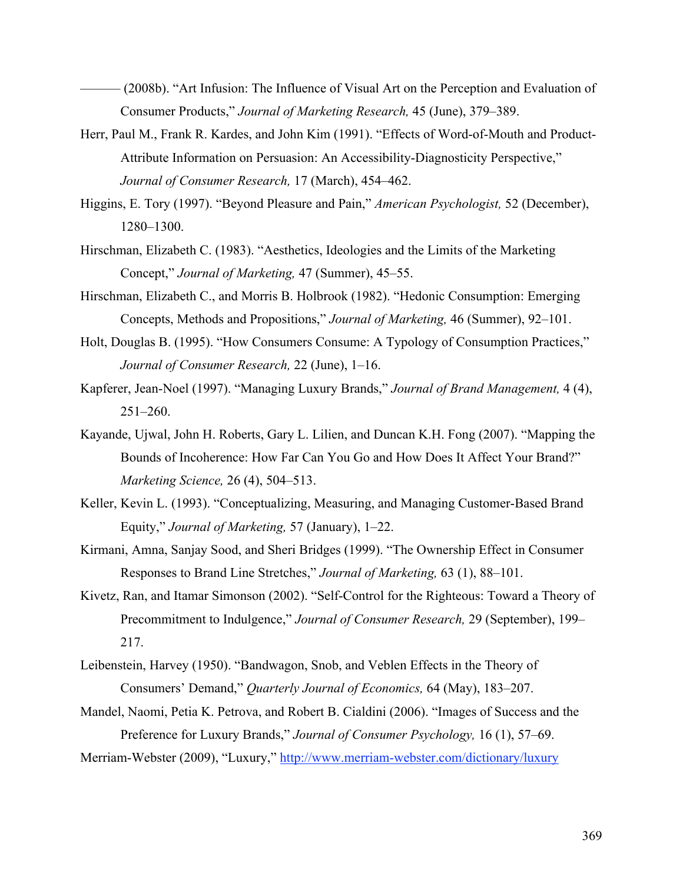——— (2008b). “Art Infusion: The Influence of Visual Art on the Perception and Evaluation of Consumer Products,” *Journal of Marketing Research,* 45 (June), 379–389.

Herr, Paul M., Frank R. Kardes, and John Kim (1991). “Effects of Word-of-Mouth and Product-Attribute Information on Persuasion: An Accessibility-Diagnosticity Perspective,” *Journal of Consumer Research,* 17 (March), 454–462.

Higgins, E. Tory (1997). “Beyond Pleasure and Pain,” *American Psychologist,* 52 (December), 1280–1300.

Hirschman, Elizabeth C. (1983). “Aesthetics, Ideologies and the Limits of the Marketing Concept,” *Journal of Marketing,* 47 (Summer), 45–55.

Hirschman, Elizabeth C., and Morris B. Holbrook (1982). “Hedonic Consumption: Emerging Concepts, Methods and Propositions,” *Journal of Marketing,* 46 (Summer), 92–101.

Holt, Douglas B. (1995). “How Consumers Consume: A Typology of Consumption Practices,” *Journal of Consumer Research,* 22 (June), 1–16.

Kapferer, Jean-Noel (1997). “Managing Luxury Brands,” *Journal of Brand Management,* 4 (4), 251–260.

Kayande, Ujwal, John H. Roberts, Gary L. Lilien, and Duncan K.H. Fong (2007). “Mapping the Bounds of Incoherence: How Far Can You Go and How Does It Affect Your Brand?” *Marketing Science,* 26 (4), 504–513.

Keller, Kevin L. (1993). “Conceptualizing, Measuring, and Managing Customer-Based Brand Equity,” *Journal of Marketing,* 57 (January), 1–22.

Kirmani, Amna, Sanjay Sood, and Sheri Bridges (1999). “The Ownership Effect in Consumer Responses to Brand Line Stretches,” *Journal of Marketing,* 63 (1), 88–101.

Kivetz, Ran, and Itamar Simonson (2002). “Self-Control for the Righteous: Toward a Theory of Precommitment to Indulgence,” *Journal of Consumer Research,* 29 (September), 199–217.

Leibenstein, Harvey (1950). “Bandwagon, Snob, and Veblen Effects in the Theory of Consumers’ Demand,” *Quarterly Journal of Economics,* 64 (May), 183–207.

Mandel, Naomi, Petia K. Petrova, and Robert B. Cialdini (2006). “Images of Success and the Preference for Luxury Brands,” *Journal of Consumer Psychology,* 16 (1), 57–69.

Merriam-Webster (2009), “Luxury,” http://www.merriam-webster.com/dictionary/luxury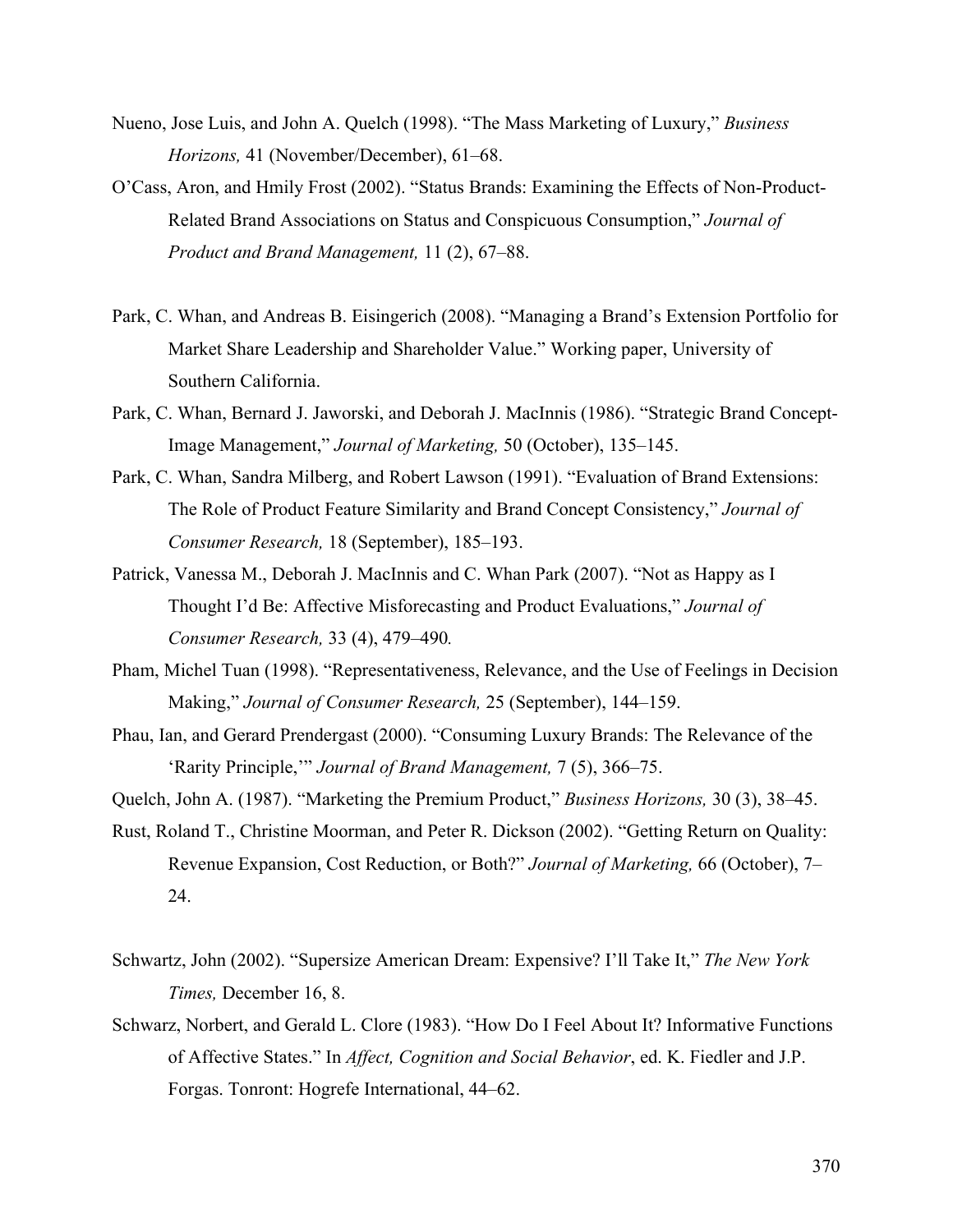Nueno, Jose Luis, and John A. Quelch (1998). “The Mass Marketing of Luxury,” *Business Horizons,* 41 (November/December), 61–68.

O’Cass, Aron, and Hmily Frost (2002). “Status Brands: Examining the Effects of Non-Product-Related Brand Associations on Status and Conspicuous Consumption,” *Journal of Product and Brand Management,* 11 (2), 67–88.

Park, C. Whan, and Andreas B. Eisingerich (2008). “Managing a Brand’s Extension Portfolio for Market Share Leadership and Shareholder Value.” Working paper, University of Southern California.

Park, C. Whan, Bernard J. Jaworski, and Deborah J. MacInnis (1986). “Strategic Brand Concept-Image Management,” *Journal of Marketing,* 50 (October), 135–145.

Park, C. Whan, Sandra Milberg, and Robert Lawson (1991). “Evaluation of Brand Extensions: The Role of Product Feature Similarity and Brand Concept Consistency,” *Journal of Consumer Research,* 18 (September), 185–193.

Patrick, Vanessa M., Deborah J. MacInnis and C. Whan Park (2007). “Not as Happy as I Thought I’d Be: Affective Misforecasting and Product Evaluations,” *Journal of Consumer Research,* 33 (4), 479–490*.*

Pham, Michel Tuan (1998). “Representativeness, Relevance, and the Use of Feelings in Decision Making,” *Journal of Consumer Research,* 25 (September), 144–159.

Phau, Ian, and Gerard Prendergast (2000). “Consuming Luxury Brands: The Relevance of the ‘Rarity Principle,’” *Journal of Brand Management,* 7 (5), 366–75.

Quelch, John A. (1987). “Marketing the Premium Product,” *Business Horizons,* 30 (3), 38–45.

Rust, Roland T., Christine Moorman, and Peter R. Dickson (2002). “Getting Return on Quality: Revenue Expansion, Cost Reduction, or Both?” *Journal of Marketing,* 66 (October), 7–24.

Schwartz, John (2002). “Supersize American Dream: Expensive? I’ll Take It,” *The New York Times,* December 16, 8.

Schwarz, Norbert, and Gerald L. Clore (1983). “How Do I Feel About It? Informative Functions of Affective States.” In *Affect, Cognition and Social Behavior*, ed. K. Fiedler and J.P. Forgas. Tonront: Hogrefe International, 44–62.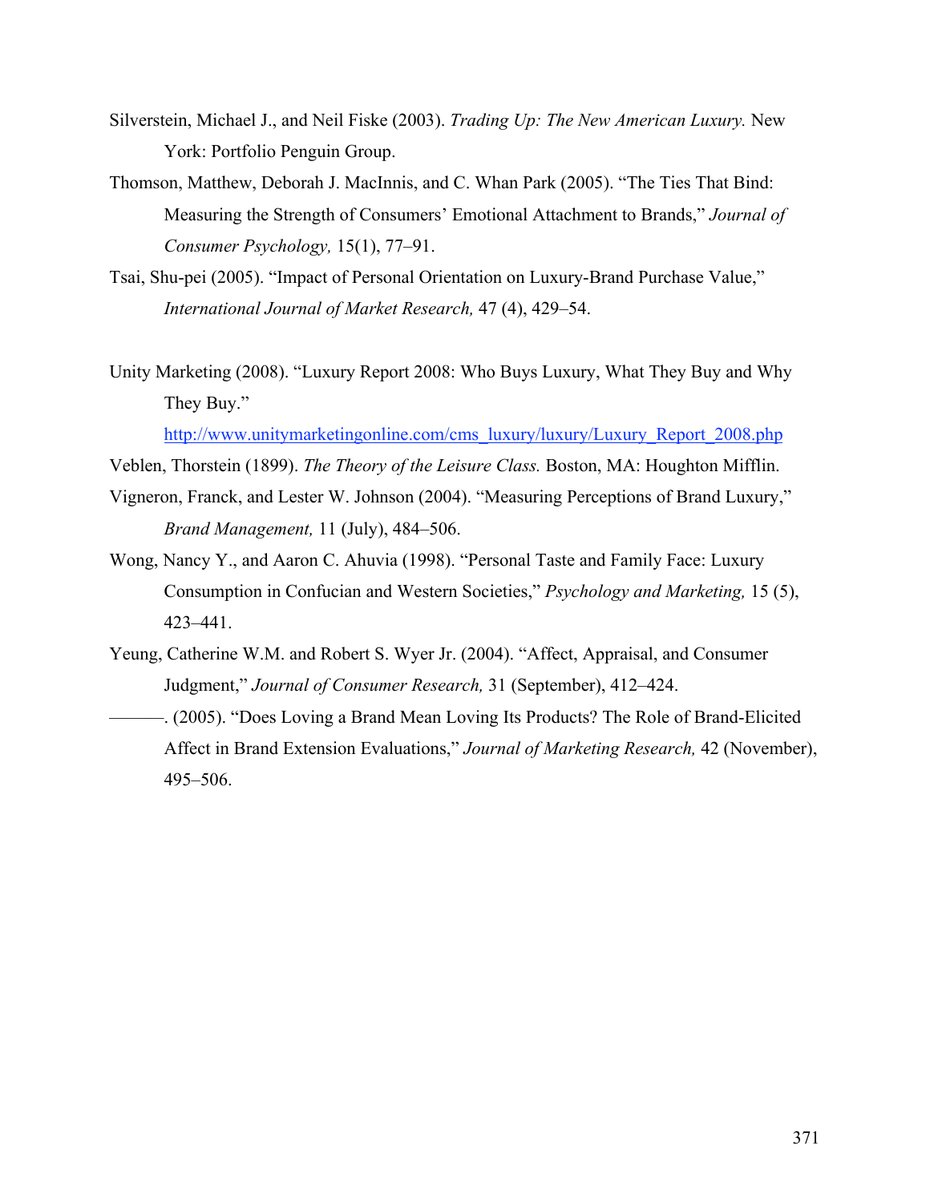Silverstein, Michael J., and Neil Fiske (2003). *Trading Up: The New American Luxury.* New York: Portfolio Penguin Group.

Thomson, Matthew, Deborah J. MacInnis, and C. Whan Park (2005). "The Ties That Bind: Measuring the Strength of Consumers' Emotional Attachment to Brands," *Journal of Consumer Psychology,* 15(1), 77–91.

Tsai, Shu-pei (2005). "Impact of Personal Orientation on Luxury-Brand Purchase Value," *International Journal of Market Research,* 47 (4), 429–54.

Unity Marketing (2008). "Luxury Report 2008: Who Buys Luxury, What They Buy and Why They Buy." http://www.unitymarketingonline.com/cms_luxury/luxury/Luxury_Report_2008.php

Veblen, Thorstein (1899). *The Theory of the Leisure Class.* Boston, MA: Houghton Mifflin.

Vigneron, Franck, and Lester W. Johnson (2004). "Measuring Perceptions of Brand Luxury," *Brand Management,* 11 (July), 484–506.

Wong, Nancy Y., and Aaron C. Ahuvia (1998). "Personal Taste and Family Face: Luxury Consumption in Confucian and Western Societies," *Psychology and Marketing,* 15 (5), 423–441.

Yeung, Catherine W.M. and Robert S. Wyer Jr. (2004). "Affect, Appraisal, and Consumer Judgment," *Journal of Consumer Research,* 31 (September), 412–424.

———. (2005). "Does Loving a Brand Mean Loving Its Products? The Role of Brand-Elicited Affect in Brand Extension Evaluations," *Journal of Marketing Research,* 42 (November), 495–506.